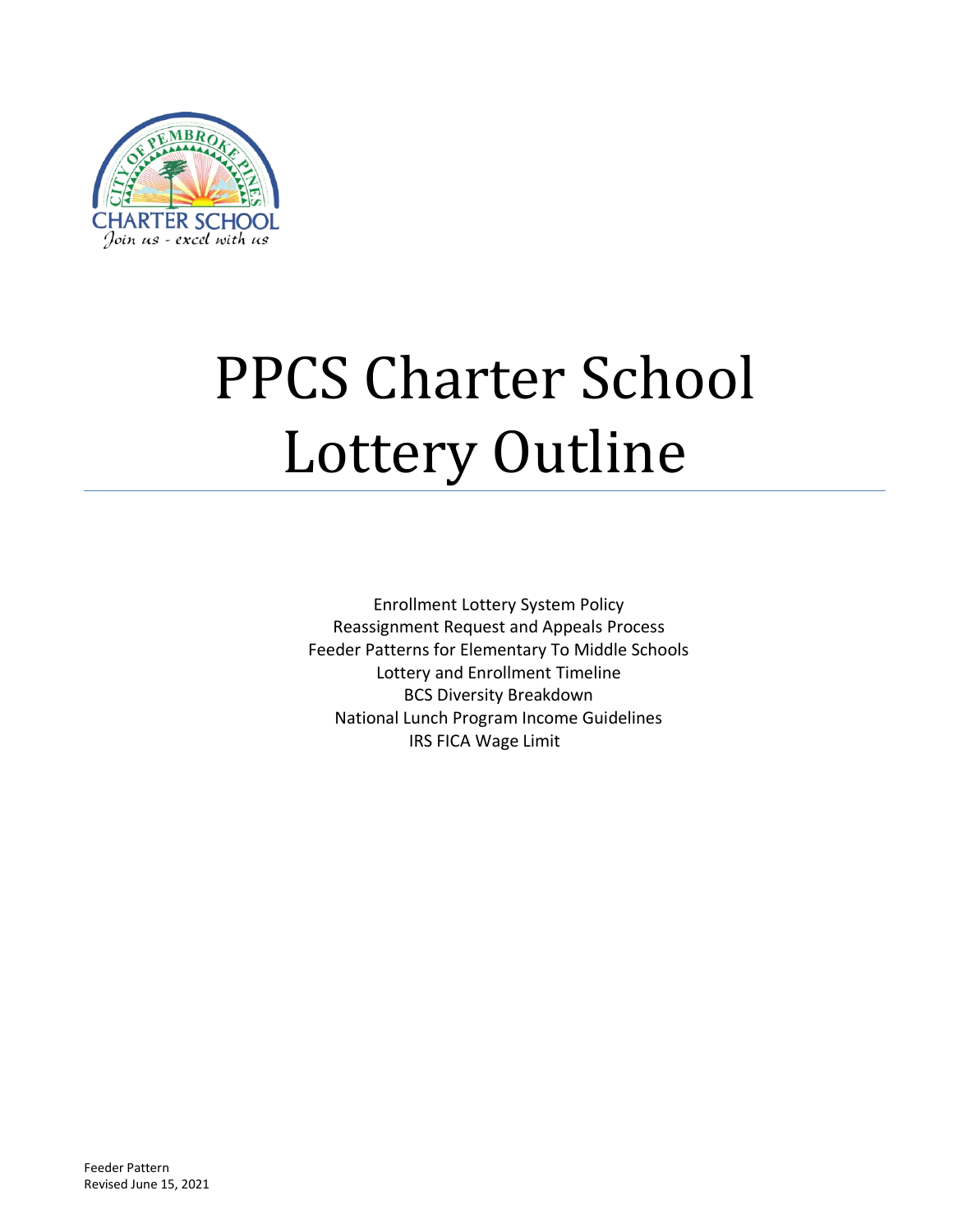# PPCS Charter School Lottery Outline

Enrollment Lottery System Policy
Reassignment Request and Appeals Process
Feeder Patterns for Elementary To Middle Schools
Lottery and Enrollment Timeline
BCS Diversity Breakdown
National Lunch Program Income Guidelines
IRS FICA Wage Limit

Feeder Pattern
Revised June 15, 2021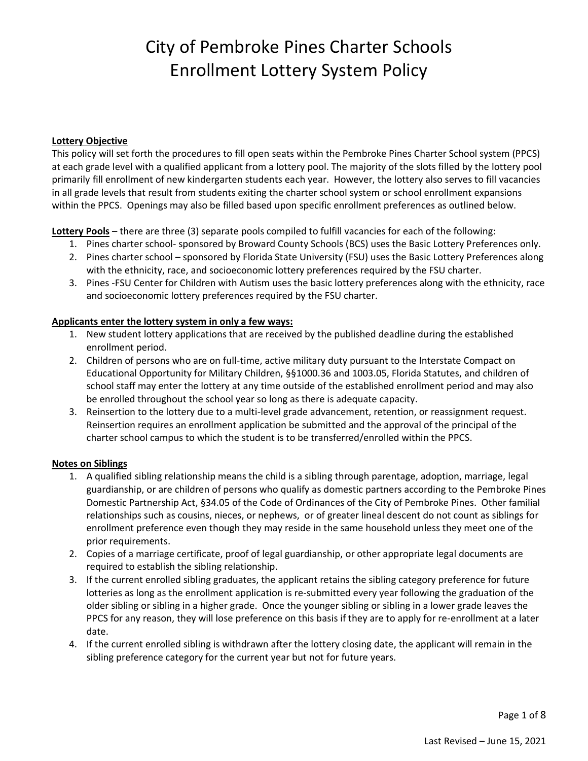# City of Pembroke Pines Charter Schools
# Enrollment Lottery System Policy

**Lottery Objective**

This policy will set forth the procedures to fill open seats within the Pembroke Pines Charter School system (PPCS) at each grade level with a qualified applicant from a lottery pool. The majority of the slots filled by the lottery pool primarily fill enrollment of new kindergarten students each year. However, the lottery also serves to fill vacancies in all grade levels that result from students exiting the charter school system or school enrollment expansions within the PPCS. Openings may also be filled based upon specific enrollment preferences as outlined below.

**Lottery Pools** – there are three (3) separate pools compiled to fulfill vacancies for each of the following:

1. Pines charter school- sponsored by Broward County Schools (BCS) uses the Basic Lottery Preferences only.
2. Pines charter school – sponsored by Florida State University (FSU) uses the Basic Lottery Preferences along with the ethnicity, race, and socioeconomic lottery preferences required by the FSU charter.
3. Pines -FSU Center for Children with Autism uses the basic lottery preferences along with the ethnicity, race and socioeconomic lottery preferences required by the FSU charter.

**Applicants enter the lottery system in only a few ways:**

1. New student lottery applications that are received by the published deadline during the established enrollment period.
2. Children of persons who are on full-time, active military duty pursuant to the Interstate Compact on Educational Opportunity for Military Children, §§1000.36 and 1003.05, Florida Statutes, and children of school staff may enter the lottery at any time outside of the established enrollment period and may also be enrolled throughout the school year so long as there is adequate capacity.
3. Reinsertion to the lottery due to a multi-level grade advancement, retention, or reassignment request. Reinsertion requires an enrollment application be submitted and the approval of the principal of the charter school campus to which the student is to be transferred/enrolled within the PPCS.

**Notes on Siblings**

1. A qualified sibling relationship means the child is a sibling through parentage, adoption, marriage, legal guardianship, or are children of persons who qualify as domestic partners according to the Pembroke Pines Domestic Partnership Act, §34.05 of the Code of Ordinances of the City of Pembroke Pines. Other familial relationships such as cousins, nieces, or nephews, or of greater lineal descent do not count as siblings for enrollment preference even though they may reside in the same household unless they meet one of the prior requirements.
2. Copies of a marriage certificate, proof of legal guardianship, or other appropriate legal documents are required to establish the sibling relationship.
3. If the current enrolled sibling graduates, the applicant retains the sibling category preference for future lotteries as long as the enrollment application is re-submitted every year following the graduation of the older sibling or sibling in a higher grade. Once the younger sibling or sibling in a lower grade leaves the PPCS for any reason, they will lose preference on this basis if they are to apply for re-enrollment at a later date.
4. If the current enrolled sibling is withdrawn after the lottery closing date, the applicant will remain in the sibling preference category for the current year but not for future years.

Last Revised – June 15, 2021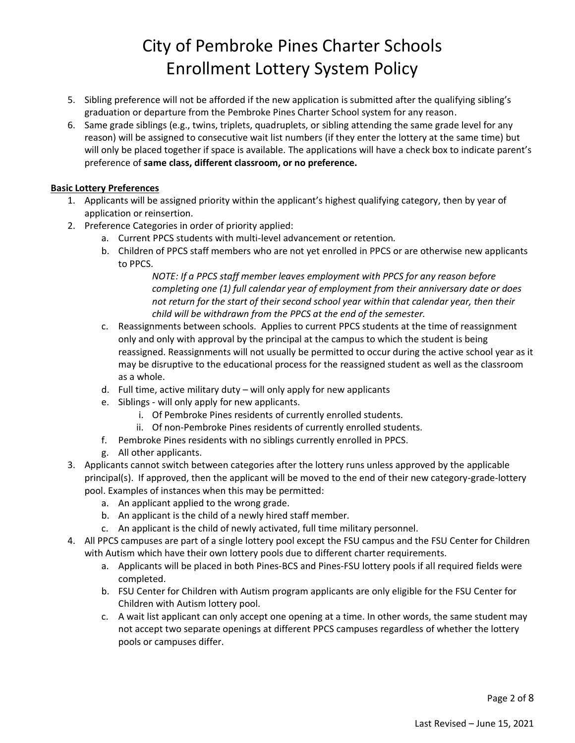5. Sibling preference will not be afforded if the new application is submitted after the qualifying sibling's graduation or departure from the Pembroke Pines Charter School system for any reason.
6. Same grade siblings (e.g., twins, triplets, quadruplets, or sibling attending the same grade level for any reason) will be assigned to consecutive wait list numbers (if they enter the lottery at the same time) but will only be placed together if space is available. The applications will have a check box to indicate parent's preference of **same class, different classroom, or no preference.**

**Basic Lottery Preferences**

1. Applicants will be assigned priority within the applicant's highest qualifying category, then by year of application or reinsertion.
2. Preference Categories in order of priority applied:
   a. Current PPCS students with multi-level advancement or retention.
   b. Children of PPCS staff members who are not yet enrolled in PPCS or are otherwise new applicants to PPCS.

      *NOTE: If a PPCS staff member leaves employment with PPCS for any reason before completing one (1) full calendar year of employment from their anniversary date or does not return for the start of their second school year within that calendar year, then their child will be withdrawn from the PPCS at the end of the semester.*

   c. Reassignments between schools. Applies to current PPCS students at the time of reassignment only and only with approval by the principal at the campus to which the student is being reassigned. Reassignments will not usually be permitted to occur during the active school year as it may be disruptive to the educational process for the reassigned student as well as the classroom as a whole.
   d. Full time, active military duty – will only apply for new applicants
   e. Siblings - will only apply for new applicants.
      i. Of Pembroke Pines residents of currently enrolled students.
      ii. Of non-Pembroke Pines residents of currently enrolled students.
   f. Pembroke Pines residents with no siblings currently enrolled in PPCS.
   g. All other applicants.
3. Applicants cannot switch between categories after the lottery runs unless approved by the applicable principal(s). If approved, then the applicant will be moved to the end of their new category-grade-lottery pool. Examples of instances when this may be permitted:
   a. An applicant applied to the wrong grade.
   b. An applicant is the child of a newly hired staff member.
   c. An applicant is the child of newly activated, full time military personnel.
4. All PPCS campuses are part of a single lottery pool except the FSU campus and the FSU Center for Children with Autism which have their own lottery pools due to different charter requirements.
   a. Applicants will be placed in both Pines-BCS and Pines-FSU lottery pools if all required fields were completed.
   b. FSU Center for Children with Autism program applicants are only eligible for the FSU Center for Children with Autism lottery pool.
   c. A wait list applicant can only accept one opening at a time. In other words, the same student may not accept two separate openings at different PPCS campuses regardless of whether the lottery pools or campuses differ.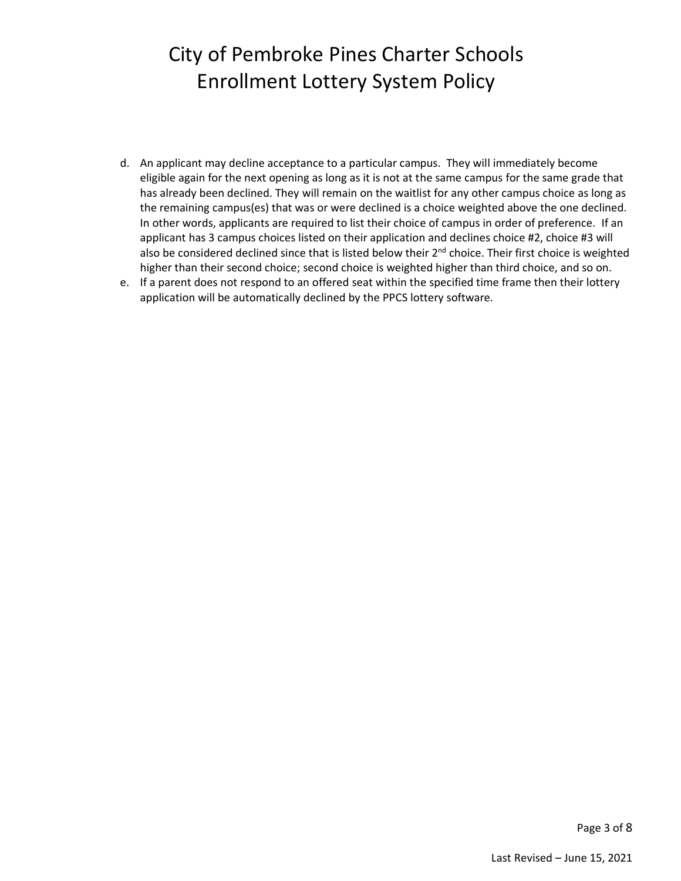d. An applicant may decline acceptance to a particular campus. They will immediately become eligible again for the next opening as long as it is not at the same campus for the same grade that has already been declined. They will remain on the waitlist for any other campus choice as long as the remaining campus(es) that was or were declined is a choice weighted above the one declined. In other words, applicants are required to list their choice of campus in order of preference. If an applicant has 3 campus choices listed on their application and declines choice #2, choice #3 will also be considered declined since that is listed below their 2nd choice. Their first choice is weighted higher than their second choice; second choice is weighted higher than third choice, and so on.

e. If a parent does not respond to an offered seat within the specified time frame then their lottery application will be automatically declined by the PPCS lottery software.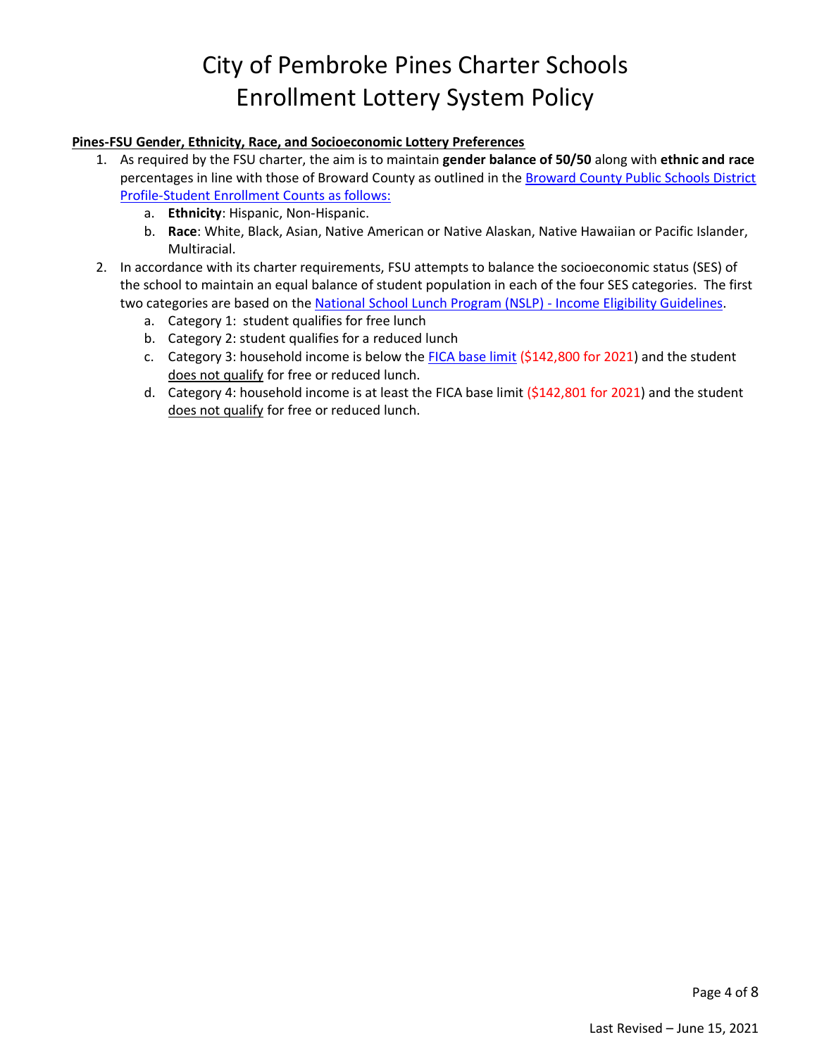# City of Pembroke Pines Charter Schools Enrollment Lottery System Policy

**Pines-FSU Gender, Ethnicity, Race, and Socioeconomic Lottery Preferences**

1. As required by the FSU charter, the aim is to maintain **gender balance of 50/50** along with **ethnic and race** percentages in line with those of Broward County as outlined in the Broward County Public Schools District Profile-Student Enrollment Counts as follows:
   a. **Ethnicity**: Hispanic, Non-Hispanic.
   b. **Race**: White, Black, Asian, Native American or Native Alaskan, Native Hawaiian or Pacific Islander, Multiracial.
2. In accordance with its charter requirements, FSU attempts to balance the socioeconomic status (SES) of the school to maintain an equal balance of student population in each of the four SES categories. The first two categories are based on the National School Lunch Program (NSLP) - Income Eligibility Guidelines.
   a. Category 1: student qualifies for free lunch
   b. Category 2: student qualifies for a reduced lunch
   c. Category 3: household income is below the FICA base limit ($142,800 for 2021) and the student does not qualify for free or reduced lunch.
   d. Category 4: household income is at least the FICA base limit ($142,801 for 2021) and the student does not qualify for free or reduced lunch.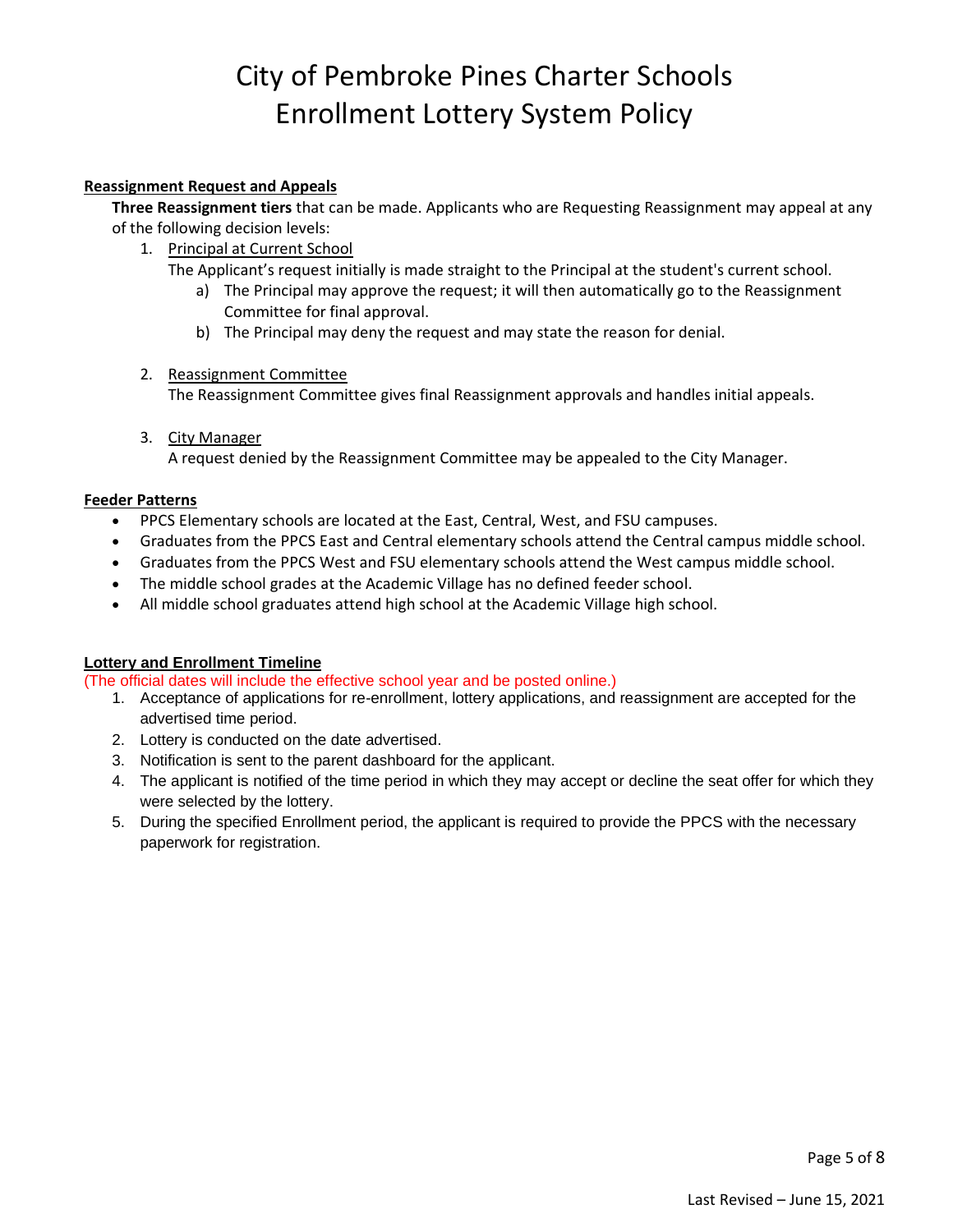# City of Pembroke Pines Charter Schools Enrollment Lottery System Policy

**Reassignment Request and Appeals**

**Three Reassignment tiers** that can be made. Applicants who are Requesting Reassignment may appeal at any of the following decision levels:

1. Principal at Current School
   The Applicant's request initially is made straight to the Principal at the student's current school.
   a) The Principal may approve the request; it will then automatically go to the Reassignment Committee for final approval.
   b) The Principal may deny the request and may state the reason for denial.

2. Reassignment Committee
   The Reassignment Committee gives final Reassignment approvals and handles initial appeals.

3. City Manager
   A request denied by the Reassignment Committee may be appealed to the City Manager.

**Feeder Patterns**

- PPCS Elementary schools are located at the East, Central, West, and FSU campuses.
- Graduates from the PPCS East and Central elementary schools attend the Central campus middle school.
- Graduates from the PPCS West and FSU elementary schools attend the West campus middle school.
- The middle school grades at the Academic Village has no defined feeder school.
- All middle school graduates attend high school at the Academic Village high school.

**Lottery and Enrollment Timeline**

(The official dates will include the effective school year and be posted online.)

1. Acceptance of applications for re-enrollment, lottery applications, and reassignment are accepted for the advertised time period.
2. Lottery is conducted on the date advertised.
3. Notification is sent to the parent dashboard for the applicant.
4. The applicant is notified of the time period in which they may accept or decline the seat offer for which they were selected by the lottery.
5. During the specified Enrollment period, the applicant is required to provide the PPCS with the necessary paperwork for registration.

Last Revised – June 15, 2021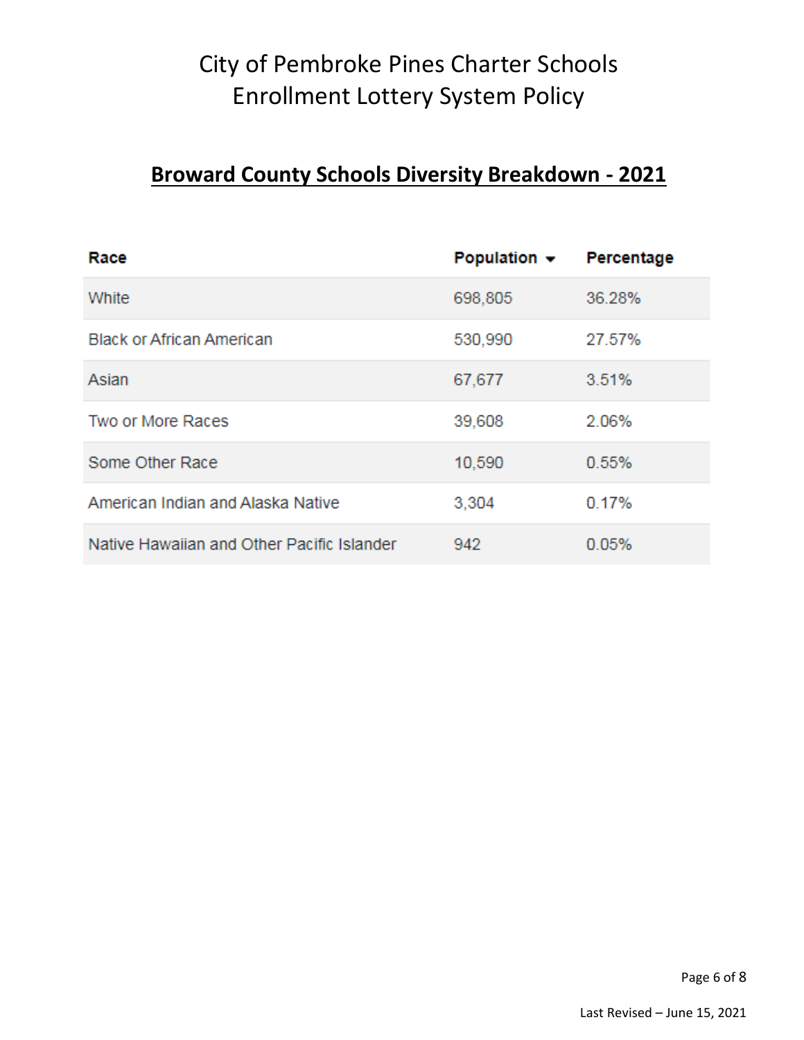# City of Pembroke Pines Charter Schools
# Enrollment Lottery System Policy

## **Broward County Schools Diversity Breakdown - 2021**

| Race | Population | Percentage |
| --- | --- | --- |
| White | 698,805 | 36.28% |
| Black or African American | 530,990 | 27.57% |
| Asian | 67,677 | 3.51% |
| Two or More Races | 39,608 | 2.06% |
| Some Other Race | 10,590 | 0.55% |
| American Indian and Alaska Native | 3,304 | 0.17% |
| Native Hawaiian and Other Pacific Islander | 942 | 0.05% |

Last Revised – June 15, 2021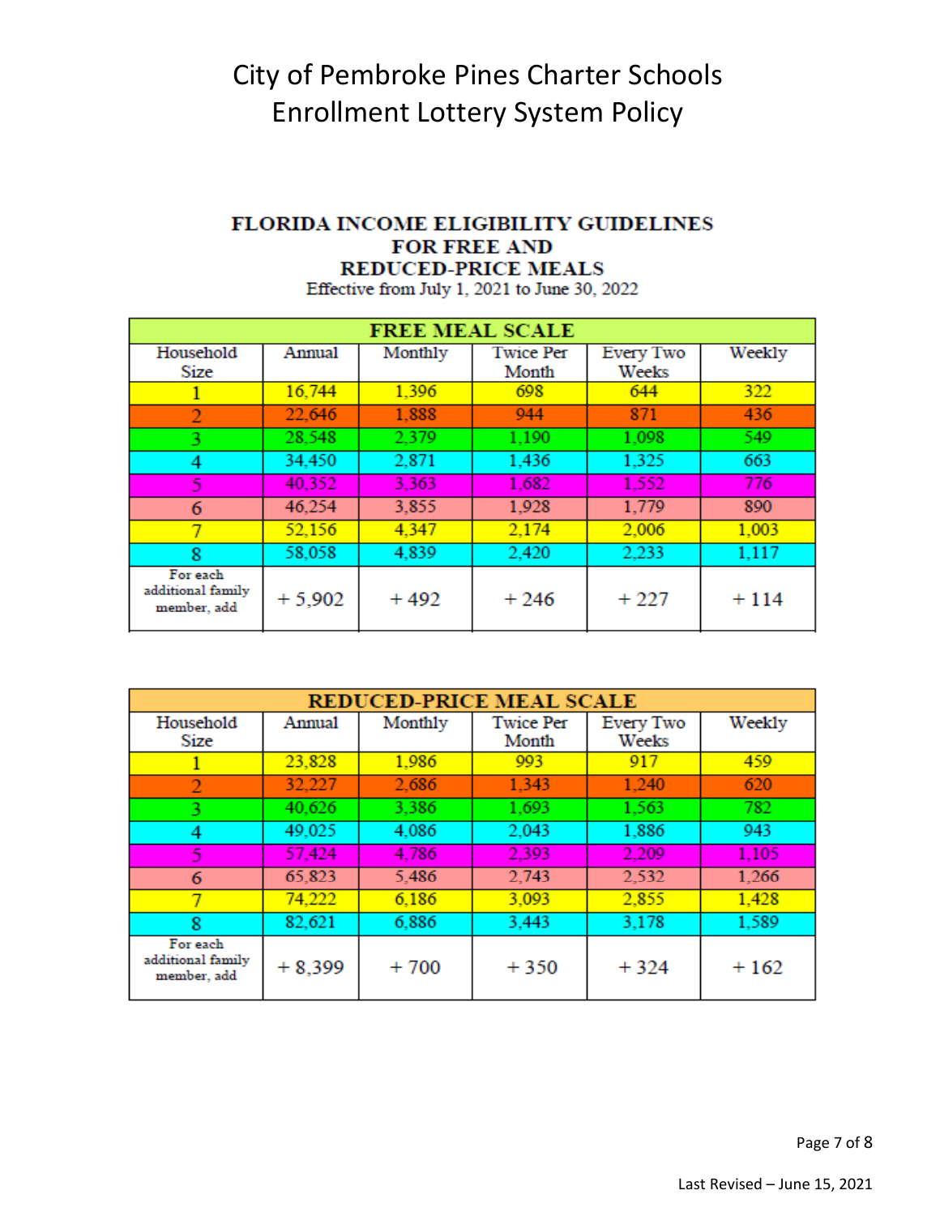# City of Pembroke Pines Charter Schools Enrollment Lottery System Policy

## FLORIDA INCOME ELIGIBILITY GUIDELINES FOR FREE AND REDUCED-PRICE MEALS

Effective from July 1, 2021 to June 30, 2022

| FREE MEAL SCALE | | | | | |
|---|---|---|---|---|---|
| Household Size | Annual | Monthly | Twice Per Month | Every Two Weeks | Weekly |
| 1 | 16,744 | 1,396 | 698 | 644 | 322 |
| 2 | 22,646 | 1,888 | 944 | 871 | 436 |
| 3 | 28,548 | 2,379 | 1,190 | 1,098 | 549 |
| 4 | 34,450 | 2,871 | 1,436 | 1,325 | 663 |
| 5 | 40,352 | 3,363 | 1,682 | 1,552 | 776 |
| 6 | 46,254 | 3,855 | 1,928 | 1,779 | 890 |
| 7 | 52,156 | 4,347 | 2,174 | 2,006 | 1,003 |
| 8 | 58,058 | 4,839 | 2,420 | 2,233 | 1,117 |
| For each additional family member, add | + 5,902 | + 492 | + 246 | + 227 | + 114 |

| REDUCED-PRICE MEAL SCALE | | | | | |
|---|---|---|---|---|---|
| Household Size | Annual | Monthly | Twice Per Month | Every Two Weeks | Weekly |
| 1 | 23,828 | 1,986 | 993 | 917 | 459 |
| 2 | 32,227 | 2,686 | 1,343 | 1,240 | 620 |
| 3 | 40,626 | 3,386 | 1,693 | 1,563 | 782 |
| 4 | 49,025 | 4,086 | 2,043 | 1,886 | 943 |
| 5 | 57,424 | 4,786 | 2,393 | 2,209 | 1,105 |
| 6 | 65,823 | 5,486 | 2,743 | 2,532 | 1,266 |
| 7 | 74,222 | 6,186 | 3,093 | 2,855 | 1,428 |
| 8 | 82,621 | 6,886 | 3,443 | 3,178 | 1,589 |
| For each additional family member, add | + 8,399 | + 700 | + 350 | + 324 | + 162 |

Last Revised – June 15, 2021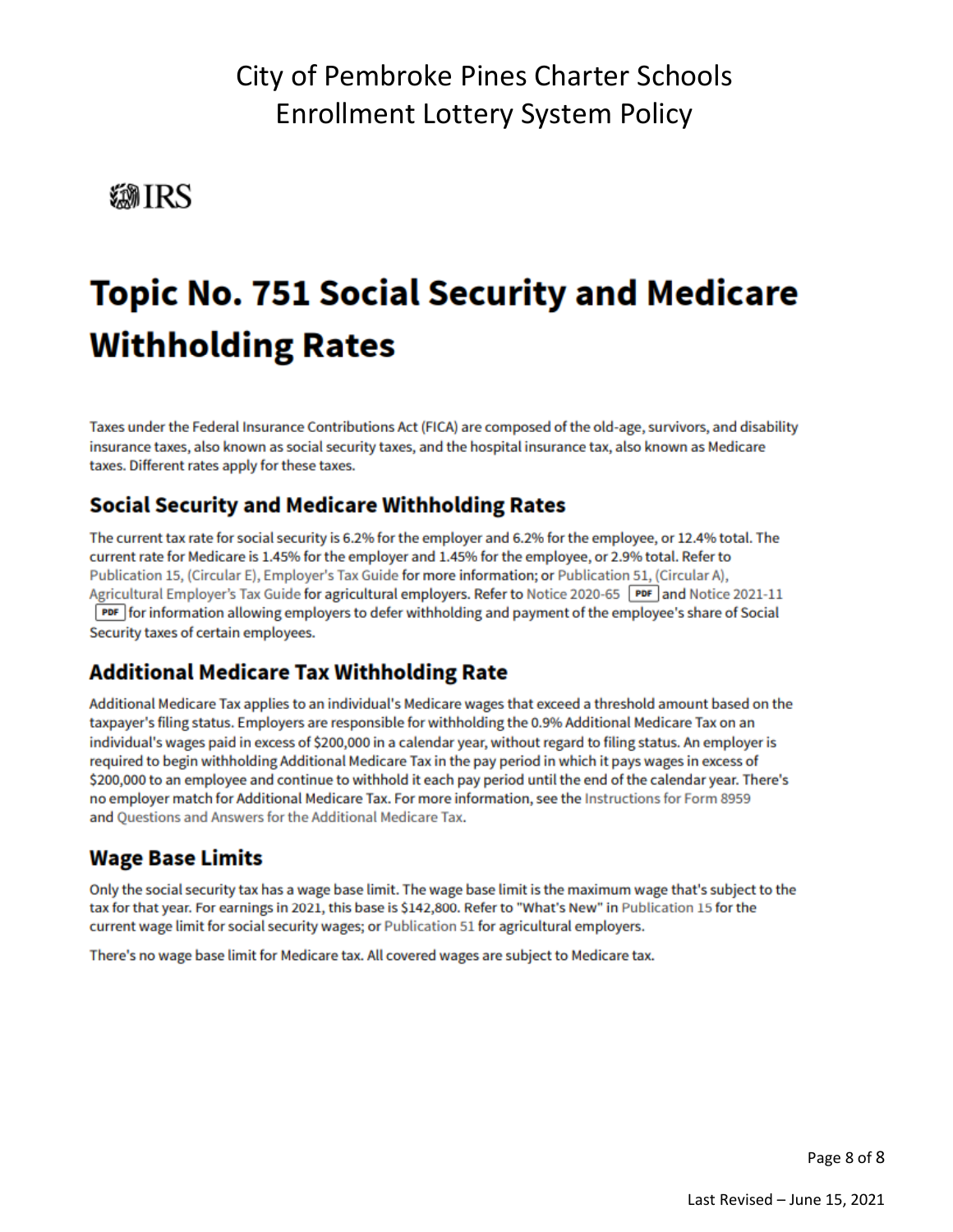IRS

# Topic No. 751 Social Security and Medicare Withholding Rates

Taxes under the Federal Insurance Contributions Act (FICA) are composed of the old-age, survivors, and disability insurance taxes, also known as social security taxes, and the hospital insurance tax, also known as Medicare taxes. Different rates apply for these taxes.

## Social Security and Medicare Withholding Rates

The current tax rate for social security is 6.2% for the employer and 6.2% for the employee, or 12.4% total. The current rate for Medicare is 1.45% for the employer and 1.45% for the employee, or 2.9% total. Refer to Publication 15, (Circular E), Employer's Tax Guide for more information; or Publication 51, (Circular A), Agricultural Employer's Tax Guide for agricultural employers. Refer to Notice 2020-65 PDF and Notice 2021-11 PDF for information allowing employers to defer withholding and payment of the employee's share of Social Security taxes of certain employees.

## Additional Medicare Tax Withholding Rate

Additional Medicare Tax applies to an individual's Medicare wages that exceed a threshold amount based on the taxpayer's filing status. Employers are responsible for withholding the 0.9% Additional Medicare Tax on an individual's wages paid in excess of $200,000 in a calendar year, without regard to filing status. An employer is required to begin withholding Additional Medicare Tax in the pay period in which it pays wages in excess of $200,000 to an employee and continue to withhold it each pay period until the end of the calendar year. There's no employer match for Additional Medicare Tax. For more information, see the Instructions for Form 8959 and Questions and Answers for the Additional Medicare Tax.

## Wage Base Limits

Only the social security tax has a wage base limit. The wage base limit is the maximum wage that's subject to the tax for that year. For earnings in 2021, this base is $142,800. Refer to "What's New" in Publication 15 for the current wage limit for social security wages; or Publication 51 for agricultural employers.

There's no wage base limit for Medicare tax. All covered wages are subject to Medicare tax.